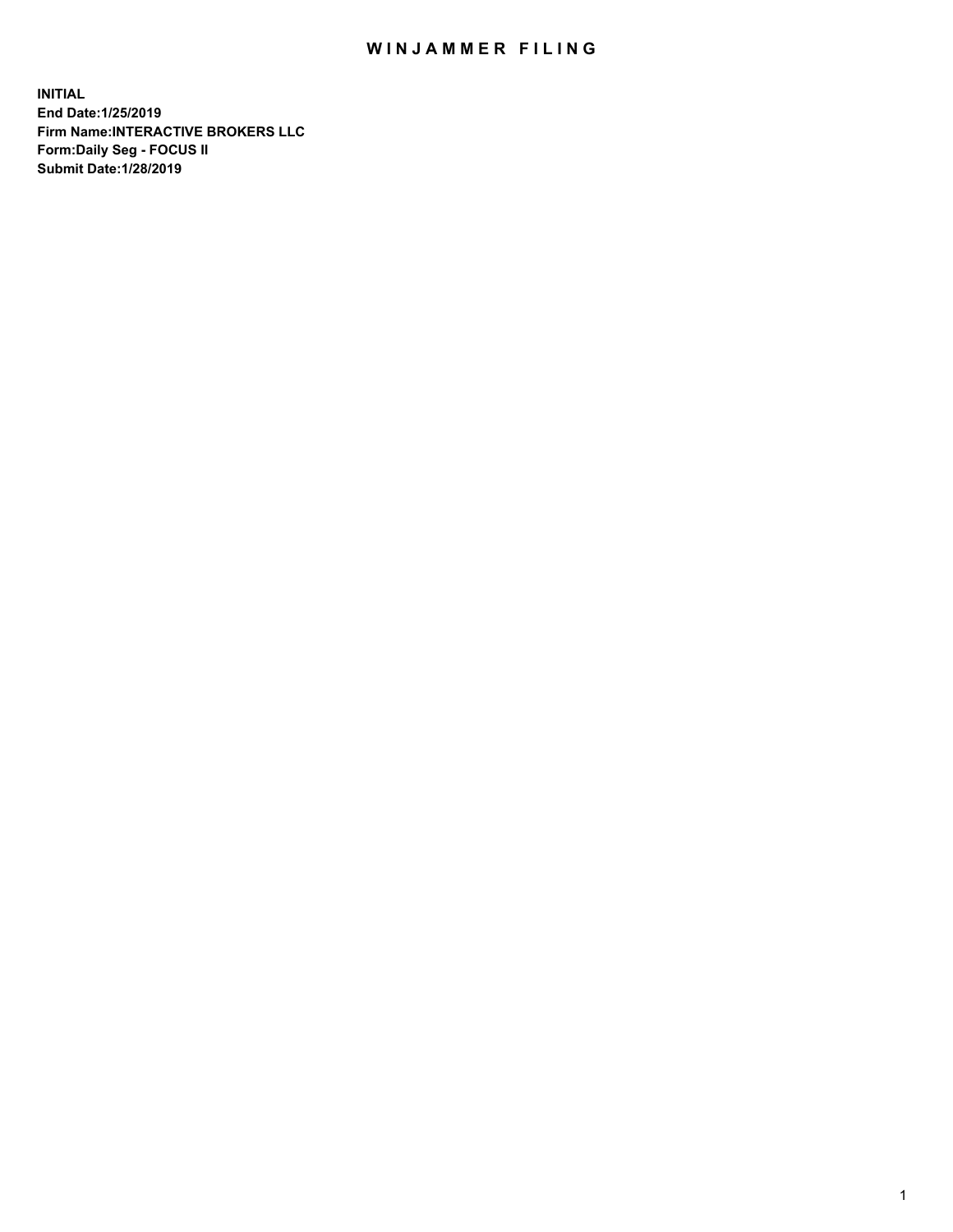# WINJAMMER FILING

**INITIAL**
**End Date:1/25/2019**
**Firm Name:INTERACTIVE BROKERS LLC**
**Form:Daily Seg - FOCUS II**
**Submit Date:1/28/2019**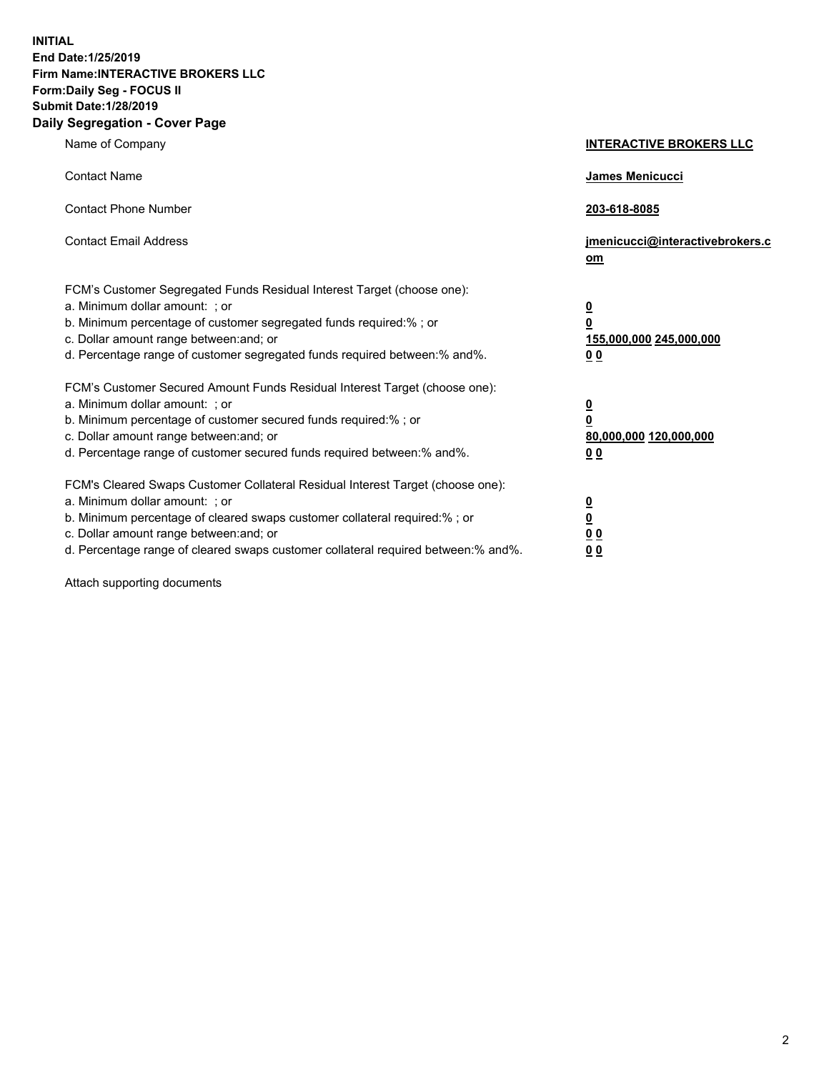**INITIAL**
**End Date:1/25/2019**
**Firm Name:INTERACTIVE BROKERS LLC**
**Form:Daily Seg - FOCUS II**
**Submit Date:1/28/2019**

## Daily Segregation - Cover Page

| | |
|---|---|
| Name of Company | **INTERACTIVE BROKERS LLC** |
| Contact Name | **James Menicucci** |
| Contact Phone Number | **203-618-8085** |
| Contact Email Address | **jmenicucci@interactivebrokers.com** |

FCM's Customer Segregated Funds Residual Interest Target (choose one):

| | |
|---|---|
| a. Minimum dollar amount: ; or | **0** |
| b. Minimum percentage of customer segregated funds required:% ; or | **0** |
| c. Dollar amount range between:and; or | **155,000,000 245,000,000** |
| d. Percentage range of customer segregated funds required between:% and%. | **0 0** |

FCM's Customer Secured Amount Funds Residual Interest Target (choose one):

| | |
|---|---|
| a. Minimum dollar amount: ; or | **0** |
| b. Minimum percentage of customer secured funds required:% ; or | **0** |
| c. Dollar amount range between:and; or | **80,000,000 120,000,000** |
| d. Percentage range of customer secured funds required between:% and%. | **0 0** |

FCM's Cleared Swaps Customer Collateral Residual Interest Target (choose one):

| | |
|---|---|
| a. Minimum dollar amount: ; or | **0** |
| b. Minimum percentage of cleared swaps customer collateral required:% ; or | **0** |
| c. Dollar amount range between:and; or | **0 0** |
| d. Percentage range of cleared swaps customer collateral required between:% and%. | **0 0** |

Attach supporting documents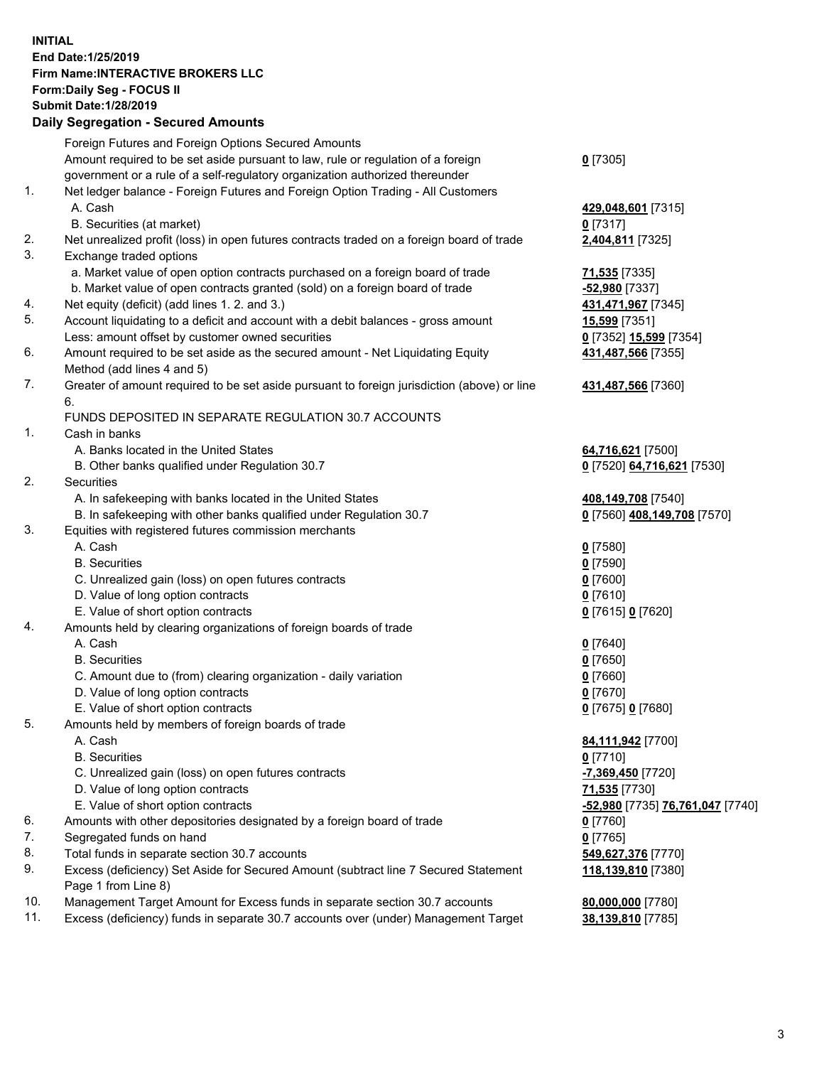**INITIAL**
**End Date:1/25/2019**
**Firm Name:INTERACTIVE BROKERS LLC**
**Form:Daily Seg - FOCUS II**
**Submit Date:1/28/2019**

## Daily Segregation - Secured Amounts

| | | |
|---|---|---|
| | Foreign Futures and Foreign Options Secured Amounts | |
| | Amount required to be set aside pursuant to law, rule or regulation of a foreign government or a rule of a self-regulatory organization authorized thereunder | **0** [7305] |
| 1. | Net ledger balance - Foreign Futures and Foreign Option Trading - All Customers | |
| | A. Cash | **429,048,601** [7315] |
| | B. Securities (at market) | **0** [7317] |
| 2. | Net unrealized profit (loss) in open futures contracts traded on a foreign board of trade | **2,404,811** [7325] |
| 3. | Exchange traded options | |
| | a. Market value of open option contracts purchased on a foreign board of trade | **71,535** [7335] |
| | b. Market value of open contracts granted (sold) on a foreign board of trade | **-52,980** [7337] |
| 4. | Net equity (deficit) (add lines 1. 2. and 3.) | **431,471,967** [7345] |
| 5. | Account liquidating to a deficit and account with a debit balances - gross amount | **15,599** [7351] |
| | Less: amount offset by customer owned securities | **0** [7352] **15,599** [7354] |
| 6. | Amount required to be set aside as the secured amount - Net Liquidating Equity Method (add lines 4 and 5) | **431,487,566** [7355] |
| 7. | Greater of amount required to be set aside pursuant to foreign jurisdiction (above) or line 6. | **431,487,566** [7360] |
| | FUNDS DEPOSITED IN SEPARATE REGULATION 30.7 ACCOUNTS | |
| 1. | Cash in banks | |
| | A. Banks located in the United States | **64,716,621** [7500] |
| | B. Other banks qualified under Regulation 30.7 | **0** [7520] **64,716,621** [7530] |
| 2. | Securities | |
| | A. In safekeeping with banks located in the United States | **408,149,708** [7540] |
| | B. In safekeeping with other banks qualified under Regulation 30.7 | **0** [7560] **408,149,708** [7570] |
| 3. | Equities with registered futures commission merchants | |
| | A. Cash | **0** [7580] |
| | B. Securities | **0** [7590] |
| | C. Unrealized gain (loss) on open futures contracts | **0** [7600] |
| | D. Value of long option contracts | **0** [7610] |
| | E. Value of short option contracts | **0** [7615] **0** [7620] |
| 4. | Amounts held by clearing organizations of foreign boards of trade | |
| | A. Cash | **0** [7640] |
| | B. Securities | **0** [7650] |
| | C. Amount due to (from) clearing organization - daily variation | **0** [7660] |
| | D. Value of long option contracts | **0** [7670] |
| | E. Value of short option contracts | **0** [7675] **0** [7680] |
| 5. | Amounts held by members of foreign boards of trade | |
| | A. Cash | **84,111,942** [7700] |
| | B. Securities | **0** [7710] |
| | C. Unrealized gain (loss) on open futures contracts | **-7,369,450** [7720] |
| | D. Value of long option contracts | **71,535** [7730] |
| | E. Value of short option contracts | **-52,980** [7735] **76,761,047** [7740] |
| 6. | Amounts with other depositories designated by a foreign board of trade | **0** [7760] |
| 7. | Segregated funds on hand | **0** [7765] |
| 8. | Total funds in separate section 30.7 accounts | **549,627,376** [7770] |
| 9. | Excess (deficiency) Set Aside for Secured Amount (subtract line 7 Secured Statement Page 1 from Line 8) | **118,139,810** [7380] |
| 10. | Management Target Amount for Excess funds in separate section 30.7 accounts | **80,000,000** [7780] |
| 11. | Excess (deficiency) funds in separate 30.7 accounts over (under) Management Target | **38,139,810** [7785] |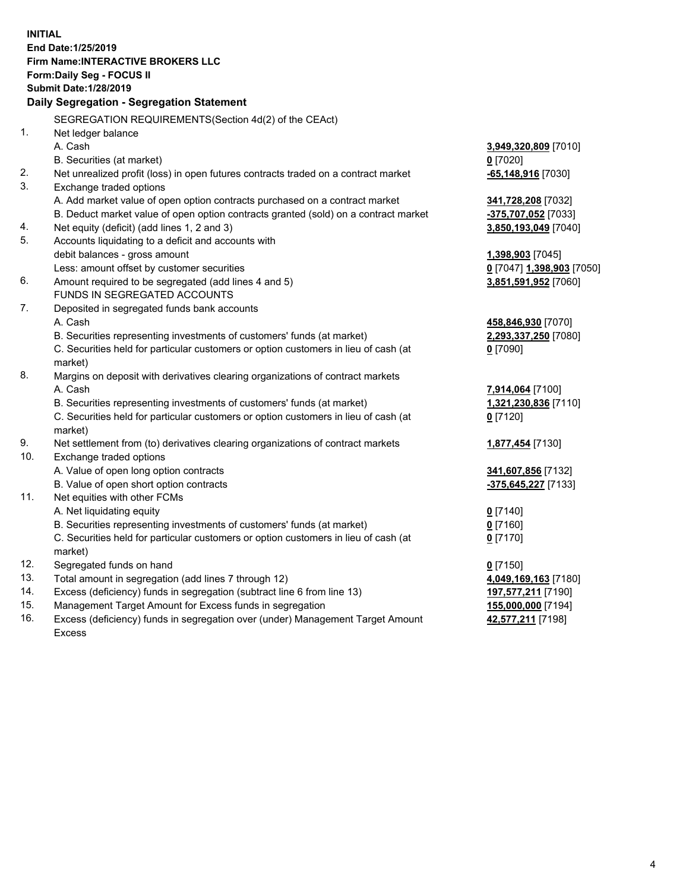**INITIAL**
**End Date:1/25/2019**
**Firm Name:INTERACTIVE BROKERS LLC**
**Form:Daily Seg - FOCUS II**
**Submit Date:1/28/2019**

## Daily Segregation - Segregation Statement

| | | |
|---|---|---|
| | SEGREGATION REQUIREMENTS(Section 4d(2) of the CEAct) | |
| 1. | Net ledger balance | |
| | A. Cash | **3,949,320,809** [7010] |
| | B. Securities (at market) | **0** [7020] |
| 2. | Net unrealized profit (loss) in open futures contracts traded on a contract market | **-65,148,916** [7030] |
| 3. | Exchange traded options | |
| | A. Add market value of open option contracts purchased on a contract market | **341,728,208** [7032] |
| | B. Deduct market value of open option contracts granted (sold) on a contract market | **-375,707,052** [7033] |
| 4. | Net equity (deficit) (add lines 1, 2 and 3) | **3,850,193,049** [7040] |
| 5. | Accounts liquidating to a deficit and accounts with debit balances - gross amount | **1,398,903** [7045] |
| | Less: amount offset by customer securities | **0** [7047] **1,398,903** [7050] |
| 6. | Amount required to be segregated (add lines 4 and 5) | **3,851,591,952** [7060] |
| | FUNDS IN SEGREGATED ACCOUNTS | |
| 7. | Deposited in segregated funds bank accounts | |
| | A. Cash | **458,846,930** [7070] |
| | B. Securities representing investments of customers' funds (at market) | **2,293,337,250** [7080] |
| | C. Securities held for particular customers or option customers in lieu of cash (at market) | **0** [7090] |
| 8. | Margins on deposit with derivatives clearing organizations of contract markets | |
| | A. Cash | **7,914,064** [7100] |
| | B. Securities representing investments of customers' funds (at market) | **1,321,230,836** [7110] |
| | C. Securities held for particular customers or option customers in lieu of cash (at market) | **0** [7120] |
| 9. | Net settlement from (to) derivatives clearing organizations of contract markets | **1,877,454** [7130] |
| 10. | Exchange traded options | |
| | A. Value of open long option contracts | **341,607,856** [7132] |
| | B. Value of open short option contracts | **-375,645,227** [7133] |
| 11. | Net equities with other FCMs | |
| | A. Net liquidating equity | **0** [7140] |
| | B. Securities representing investments of customers' funds (at market) | **0** [7160] |
| | C. Securities held for particular customers or option customers in lieu of cash (at market) | **0** [7170] |
| 12. | Segregated funds on hand | **0** [7150] |
| 13. | Total amount in segregation (add lines 7 through 12) | **4,049,169,163** [7180] |
| 14. | Excess (deficiency) funds in segregation (subtract line 6 from line 13) | **197,577,211** [7190] |
| 15. | Management Target Amount for Excess funds in segregation | **155,000,000** [7194] |
| 16. | Excess (deficiency) funds in segregation over (under) Management Target Amount Excess | **42,577,211** [7198] |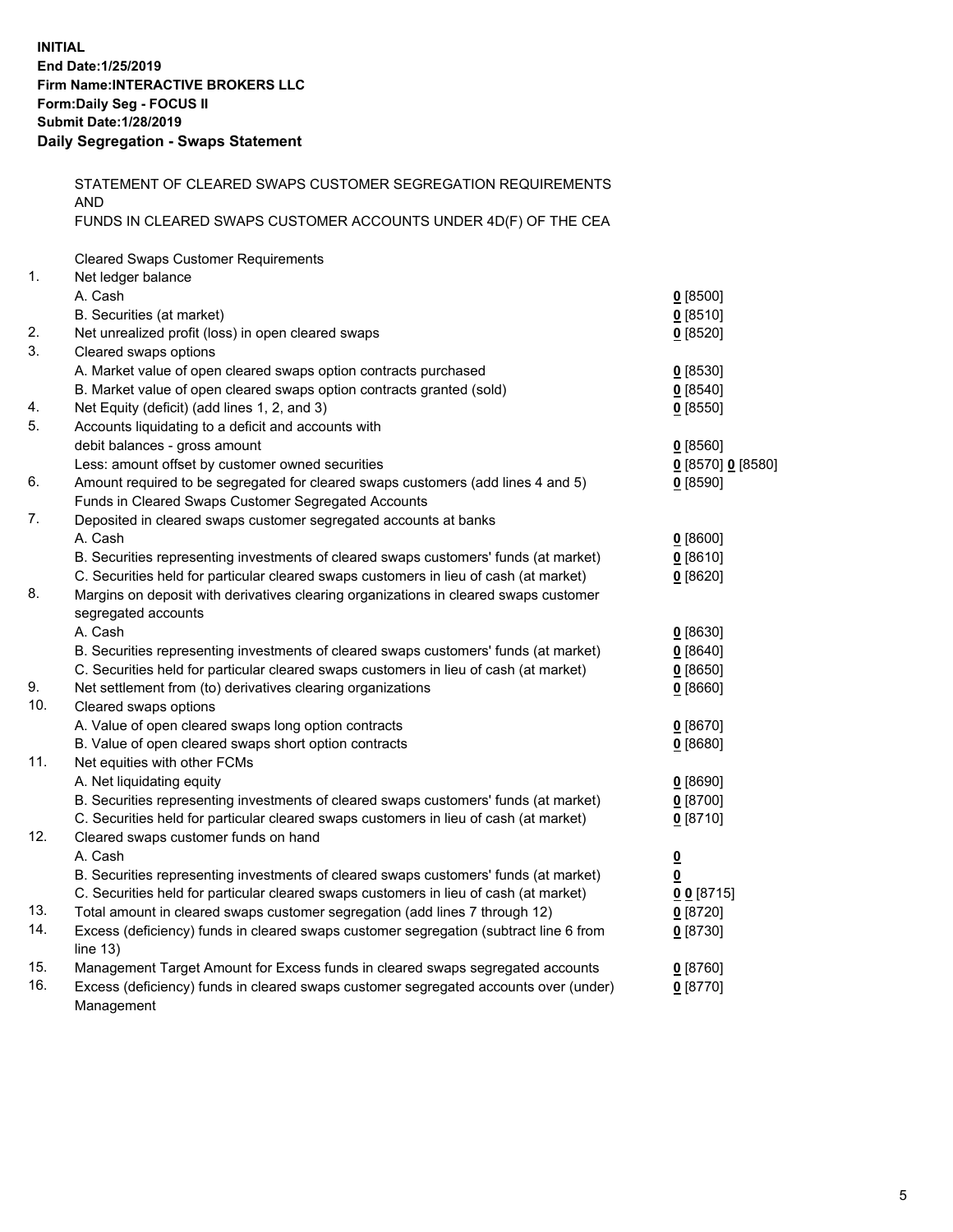**INITIAL**
**End Date:1/25/2019**
**Firm Name:INTERACTIVE BROKERS LLC**
**Form:Daily Seg - FOCUS II**
**Submit Date:1/28/2019**
**Daily Segregation - Swaps Statement**

STATEMENT OF CLEARED SWAPS CUSTOMER SEGREGATION REQUIREMENTS AND FUNDS IN CLEARED SWAPS CUSTOMER ACCOUNTS UNDER 4D(F) OF THE CEA

| | | |
|---|---|---|
| | Cleared Swaps Customer Requirements | |
| 1. | Net ledger balance | |
| | A. Cash | 0 [8500] |
| | B. Securities (at market) | 0 [8510] |
| 2. | Net unrealized profit (loss) in open cleared swaps | 0 [8520] |
| 3. | Cleared swaps options | |
| | A. Market value of open cleared swaps option contracts purchased | 0 [8530] |
| | B. Market value of open cleared swaps option contracts granted (sold) | 0 [8540] |
| 4. | Net Equity (deficit) (add lines 1, 2, and 3) | 0 [8550] |
| 5. | Accounts liquidating to a deficit and accounts with debit balances - gross amount | 0 [8560] |
| | Less: amount offset by customer owned securities | 0 [8570] 0 [8580] |
| 6. | Amount required to be segregated for cleared swaps customers (add lines 4 and 5) | 0 [8590] |
| | Funds in Cleared Swaps Customer Segregated Accounts | |
| 7. | Deposited in cleared swaps customer segregated accounts at banks | |
| | A. Cash | 0 [8600] |
| | B. Securities representing investments of cleared swaps customers' funds (at market) | 0 [8610] |
| | C. Securities held for particular cleared swaps customers in lieu of cash (at market) | 0 [8620] |
| 8. | Margins on deposit with derivatives clearing organizations in cleared swaps customer segregated accounts | |
| | A. Cash | 0 [8630] |
| | B. Securities representing investments of cleared swaps customers' funds (at market) | 0 [8640] |
| | C. Securities held for particular cleared swaps customers in lieu of cash (at market) | 0 [8650] |
| 9. | Net settlement from (to) derivatives clearing organizations | 0 [8660] |
| 10. | Cleared swaps options | |
| | A. Value of open cleared swaps long option contracts | 0 [8670] |
| | B. Value of open cleared swaps short option contracts | 0 [8680] |
| 11. | Net equities with other FCMs | |
| | A. Net liquidating equity | 0 [8690] |
| | B. Securities representing investments of cleared swaps customers' funds (at market) | 0 [8700] |
| | C. Securities held for particular cleared swaps customers in lieu of cash (at market) | 0 [8710] |
| 12. | Cleared swaps customer funds on hand | |
| | A. Cash | 0 |
| | B. Securities representing investments of cleared swaps customers' funds (at market) | 0 |
| | C. Securities held for particular cleared swaps customers in lieu of cash (at market) | 0 0 [8715] |
| 13. | Total amount in cleared swaps customer segregation (add lines 7 through 12) | 0 [8720] |
| 14. | Excess (deficiency) funds in cleared swaps customer segregation (subtract line 6 from line 13) | 0 [8730] |
| 15. | Management Target Amount for Excess funds in cleared swaps segregated accounts | 0 [8760] |
| 16. | Excess (deficiency) funds in cleared swaps customer segregated accounts over (under) Management | 0 [8770] |